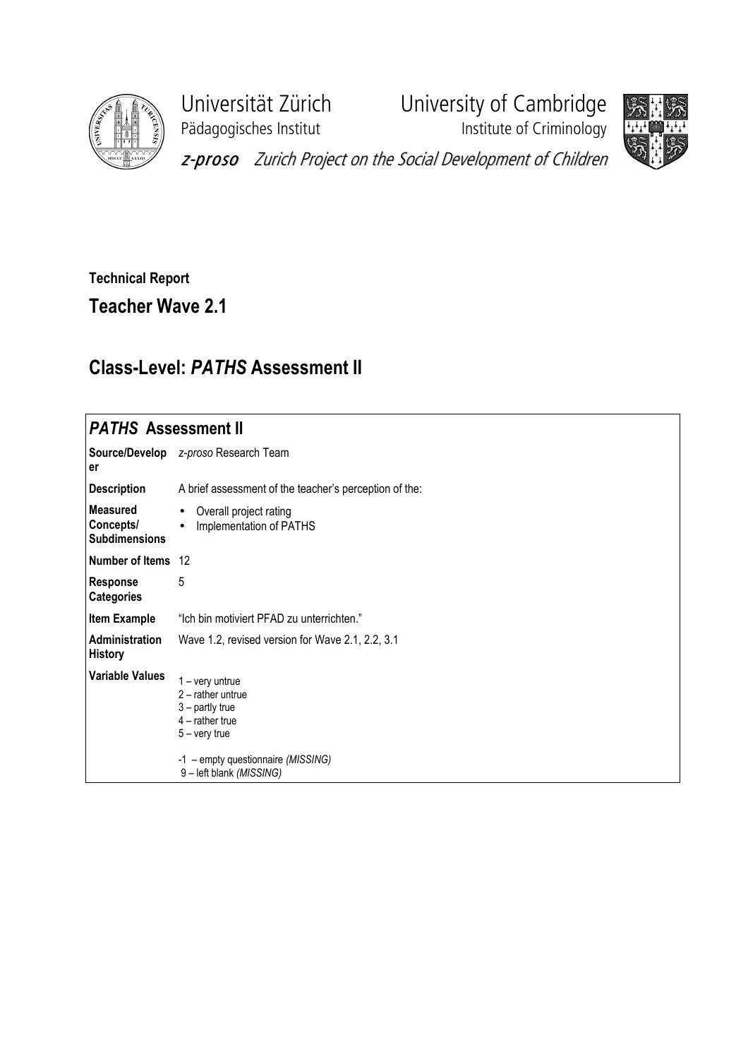Universität Zürich
Pädagogisches Institut

University of Cambridge
Institute of Criminology

*z-proso* *Zurich Project on the Social Development of Children*

**Technical Report**

## Teacher Wave 2.1

## Class-Level: *PATHS* Assessment II

| *PATHS* Assessment II | |
|---|---|
| **Source/Developer** | *z-proso* Research Team |
| **Description** | A brief assessment of the teacher's perception of the: |
| **Measured Concepts/ Subdimensions** | • Overall project rating<br>• Implementation of PATHS |
| **Number of Items** | 12 |
| **Response Categories** | 5 |
| **Item Example** | "Ich bin motiviert PFAD zu unterrichten." |
| **Administration History** | Wave 1.2, revised version for Wave 2.1, 2.2, 3.1 |
| **Variable Values** | 1 – very untrue<br>2 – rather untrue<br>3 – partly true<br>4 – rather true<br>5 – very true<br><br>-1 – empty questionnaire *(MISSING)*<br>9 – left blank *(MISSING)* |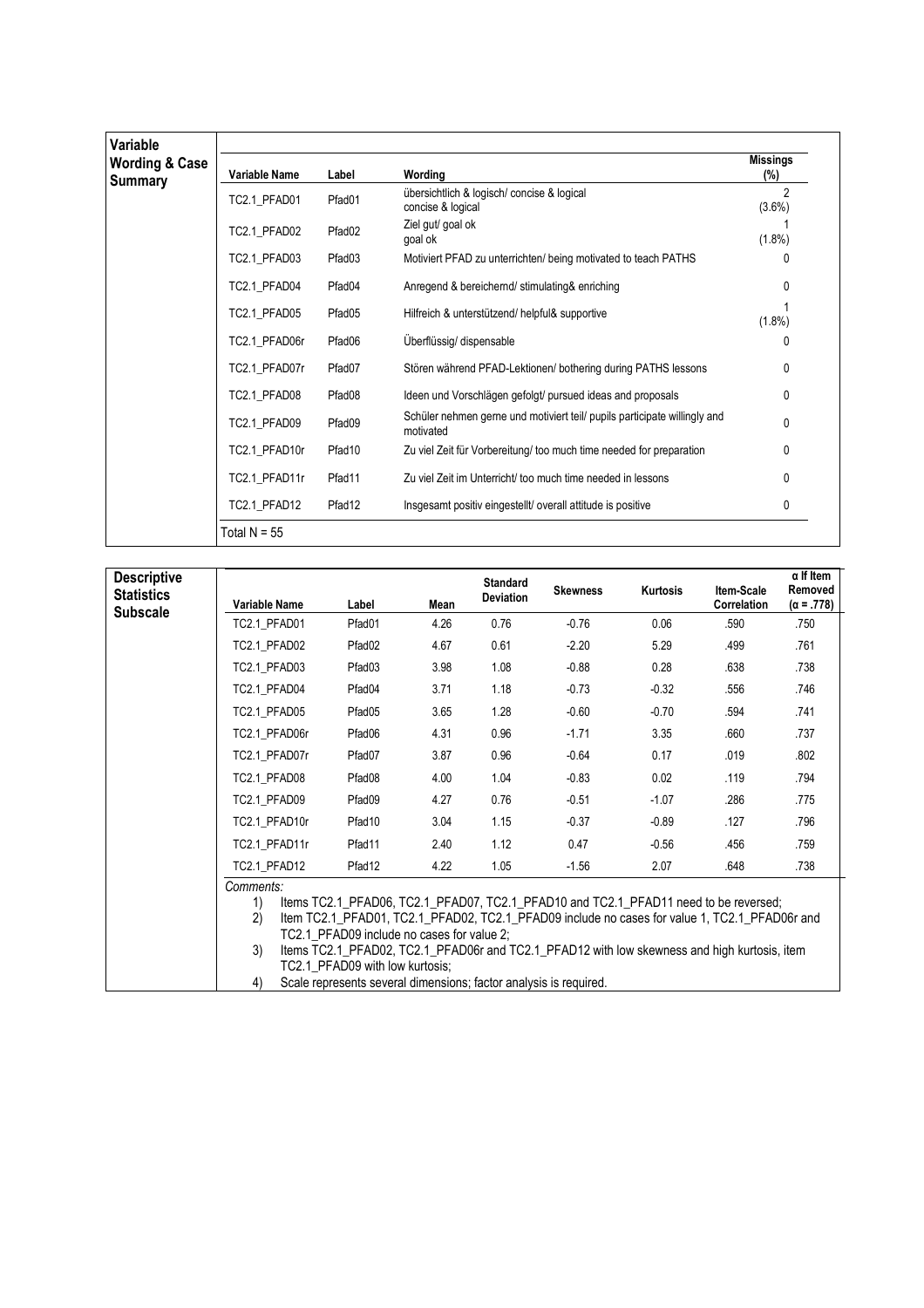**Variable Wording & Case Summary**

| Variable Name | Label | Wording | Missings (%) |
|---|---|---|---|
| TC2.1_PFAD01 | Pfad01 | übersichtlich & logisch/ concise & logical concise & logical | 2 (3.6%) |
| TC2.1_PFAD02 | Pfad02 | Ziel gut/ goal ok goal ok | 1 (1.8%) |
| TC2.1_PFAD03 | Pfad03 | Motiviert PFAD zu unterrichten/ being motivated to teach PATHS | 0 |
| TC2.1_PFAD04 | Pfad04 | Anregend & bereichernd/ stimulating& enriching | 0 |
| TC2.1_PFAD05 | Pfad05 | Hilfreich & unterstützend/ helpful& supportive | 1 (1.8%) |
| TC2.1_PFAD06r | Pfad06 | Überflüssig/ dispensable | 0 |
| TC2.1_PFAD07r | Pfad07 | Stören während PFAD-Lektionen/ bothering during PATHS lessons | 0 |
| TC2.1_PFAD08 | Pfad08 | Ideen und Vorschlägen gefolgt/ pursued ideas and proposals | 0 |
| TC2.1_PFAD09 | Pfad09 | Schüler nehmen gerne und motiviert teil/ pupils participate willingly and motivated | 0 |
| TC2.1_PFAD10r | Pfad10 | Zu viel Zeit für Vorbereitung/ too much time needed for preparation | 0 |
| TC2.1_PFAD11r | Pfad11 | Zu viel Zeit im Unterricht/ too much time needed in lessons | 0 |
| TC2.1_PFAD12 | Pfad12 | Insgesamt positiv eingestellt/ overall attitude is positive | 0 |

Total N = 55

**Descriptive Statistics Subscale**

| Variable Name | Label | Mean | Standard Deviation | Skewness | Kurtosis | Item-Scale Correlation | α If Item Removed (α = .778) |
|---|---|---|---|---|---|---|---|
| TC2.1_PFAD01 | Pfad01 | 4.26 | 0.76 | -0.76 | 0.06 | .590 | .750 |
| TC2.1_PFAD02 | Pfad02 | 4.67 | 0.61 | -2.20 | 5.29 | .499 | .761 |
| TC2.1_PFAD03 | Pfad03 | 3.98 | 1.08 | -0.88 | 0.28 | .638 | .738 |
| TC2.1_PFAD04 | Pfad04 | 3.71 | 1.18 | -0.73 | -0.32 | .556 | .746 |
| TC2.1_PFAD05 | Pfad05 | 3.65 | 1.28 | -0.60 | -0.70 | .594 | .741 |
| TC2.1_PFAD06r | Pfad06 | 4.31 | 0.96 | -1.71 | 3.35 | .660 | .737 |
| TC2.1_PFAD07r | Pfad07 | 3.87 | 0.96 | -0.64 | 0.17 | .019 | .802 |
| TC2.1_PFAD08 | Pfad08 | 4.00 | 1.04 | -0.83 | 0.02 | .119 | .794 |
| TC2.1_PFAD09 | Pfad09 | 4.27 | 0.76 | -0.51 | -1.07 | .286 | .775 |
| TC2.1_PFAD10r | Pfad10 | 3.04 | 1.15 | -0.37 | -0.89 | .127 | .796 |
| TC2.1_PFAD11r | Pfad11 | 2.40 | 1.12 | 0.47 | -0.56 | .456 | .759 |
| TC2.1_PFAD12 | Pfad12 | 4.22 | 1.05 | -1.56 | 2.07 | .648 | .738 |

*Comments:*

1) Items TC2.1_PFAD06, TC2.1_PFAD07, TC2.1_PFAD10 and TC2.1_PFAD11 need to be reversed;
2) Item TC2.1_PFAD01, TC2.1_PFAD02, TC2.1_PFAD09 include no cases for value 1, TC2.1_PFAD06r and TC2.1_PFAD09 include no cases for value 2;
3) Items TC2.1_PFAD02, TC2.1_PFAD06r and TC2.1_PFAD12 with low skewness and high kurtosis, item TC2.1_PFAD09 with low kurtosis;
4) Scale represents several dimensions; factor analysis is required.